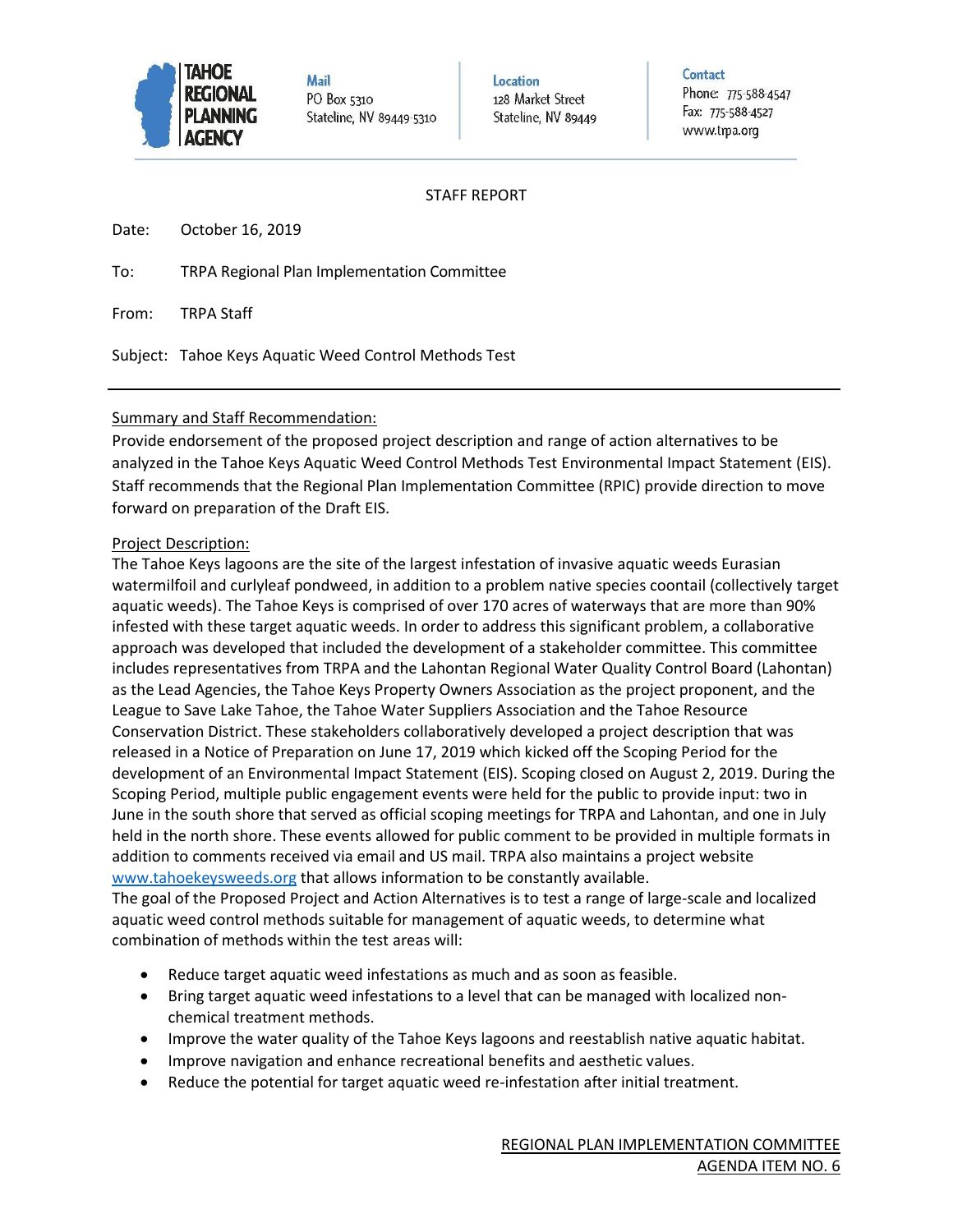TAHOE REGIONAL PLANNING AGENCY

**Mail**
PO Box 5310
Stateline, NV 89449-5310

**Location**
128 Market Street
Stateline, NV 89449

**Contact**
Phone: 775-588-4547
Fax: 775-588-4527
www.trpa.org

STAFF REPORT

Date: October 16, 2019

To: TRPA Regional Plan Implementation Committee

From: TRPA Staff

Subject: Tahoe Keys Aquatic Weed Control Methods Test

---

Summary and Staff Recommendation:

Provide endorsement of the proposed project description and range of action alternatives to be analyzed in the Tahoe Keys Aquatic Weed Control Methods Test Environmental Impact Statement (EIS). Staff recommends that the Regional Plan Implementation Committee (RPIC) provide direction to move forward on preparation of the Draft EIS.

Project Description:

The Tahoe Keys lagoons are the site of the largest infestation of invasive aquatic weeds Eurasian watermilfoil and curlyleaf pondweed, in addition to a problem native species coontail (collectively target aquatic weeds). The Tahoe Keys is comprised of over 170 acres of waterways that are more than 90% infested with these target aquatic weeds. In order to address this significant problem, a collaborative approach was developed that included the development of a stakeholder committee. This committee includes representatives from TRPA and the Lahontan Regional Water Quality Control Board (Lahontan) as the Lead Agencies, the Tahoe Keys Property Owners Association as the project proponent, and the League to Save Lake Tahoe, the Tahoe Water Suppliers Association and the Tahoe Resource Conservation District. These stakeholders collaboratively developed a project description that was released in a Notice of Preparation on June 17, 2019 which kicked off the Scoping Period for the development of an Environmental Impact Statement (EIS). Scoping closed on August 2, 2019. During the Scoping Period, multiple public engagement events were held for the public to provide input: two in June in the south shore that served as official scoping meetings for TRPA and Lahontan, and one in July held in the north shore. These events allowed for public comment to be provided in multiple formats in addition to comments received via email and US mail. TRPA also maintains a project website www.tahoekeysweeds.org that allows information to be constantly available.

The goal of the Proposed Project and Action Alternatives is to test a range of large-scale and localized aquatic weed control methods suitable for management of aquatic weeds, to determine what combination of methods within the test areas will:

- Reduce target aquatic weed infestations as much and as soon as feasible.
- Bring target aquatic weed infestations to a level that can be managed with localized non-chemical treatment methods.
- Improve the water quality of the Tahoe Keys lagoons and reestablish native aquatic habitat.
- Improve navigation and enhance recreational benefits and aesthetic values.
- Reduce the potential for target aquatic weed re-infestation after initial treatment.

REGIONAL PLAN IMPLEMENTATION COMMITTEE
AGENDA ITEM NO. 6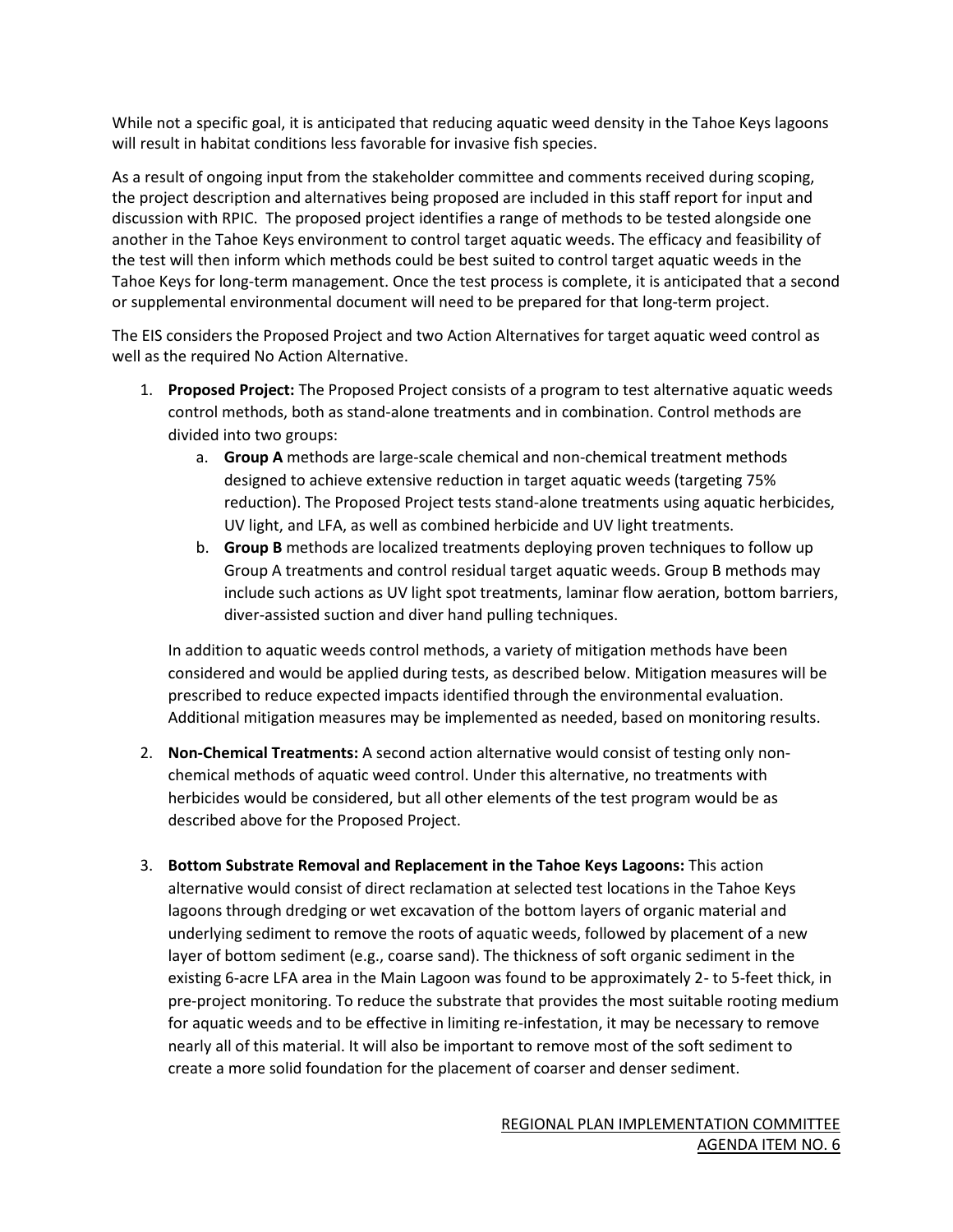While not a specific goal, it is anticipated that reducing aquatic weed density in the Tahoe Keys lagoons will result in habitat conditions less favorable for invasive fish species.

As a result of ongoing input from the stakeholder committee and comments received during scoping, the project description and alternatives being proposed are included in this staff report for input and discussion with RPIC. The proposed project identifies a range of methods to be tested alongside one another in the Tahoe Keys environment to control target aquatic weeds. The efficacy and feasibility of the test will then inform which methods could be best suited to control target aquatic weeds in the Tahoe Keys for long-term management. Once the test process is complete, it is anticipated that a second or supplemental environmental document will need to be prepared for that long-term project.

The EIS considers the Proposed Project and two Action Alternatives for target aquatic weed control as well as the required No Action Alternative.

1. **Proposed Project:** The Proposed Project consists of a program to test alternative aquatic weeds control methods, both as stand-alone treatments and in combination. Control methods are divided into two groups:
   a. **Group A** methods are large-scale chemical and non-chemical treatment methods designed to achieve extensive reduction in target aquatic weeds (targeting 75% reduction). The Proposed Project tests stand-alone treatments using aquatic herbicides, UV light, and LFA, as well as combined herbicide and UV light treatments.
   b. **Group B** methods are localized treatments deploying proven techniques to follow up Group A treatments and control residual target aquatic weeds. Group B methods may include such actions as UV light spot treatments, laminar flow aeration, bottom barriers, diver-assisted suction and diver hand pulling techniques.

   In addition to aquatic weeds control methods, a variety of mitigation methods have been considered and would be applied during tests, as described below. Mitigation measures will be prescribed to reduce expected impacts identified through the environmental evaluation. Additional mitigation measures may be implemented as needed, based on monitoring results.

2. **Non-Chemical Treatments:** A second action alternative would consist of testing only non-chemical methods of aquatic weed control. Under this alternative, no treatments with herbicides would be considered, but all other elements of the test program would be as described above for the Proposed Project.

3. **Bottom Substrate Removal and Replacement in the Tahoe Keys Lagoons:** This action alternative would consist of direct reclamation at selected test locations in the Tahoe Keys lagoons through dredging or wet excavation of the bottom layers of organic material and underlying sediment to remove the roots of aquatic weeds, followed by placement of a new layer of bottom sediment (e.g., coarse sand). The thickness of soft organic sediment in the existing 6-acre LFA area in the Main Lagoon was found to be approximately 2- to 5-feet thick, in pre-project monitoring. To reduce the substrate that provides the most suitable rooting medium for aquatic weeds and to be effective in limiting re-infestation, it may be necessary to remove nearly all of this material. It will also be important to remove most of the soft sediment to create a more solid foundation for the placement of coarser and denser sediment.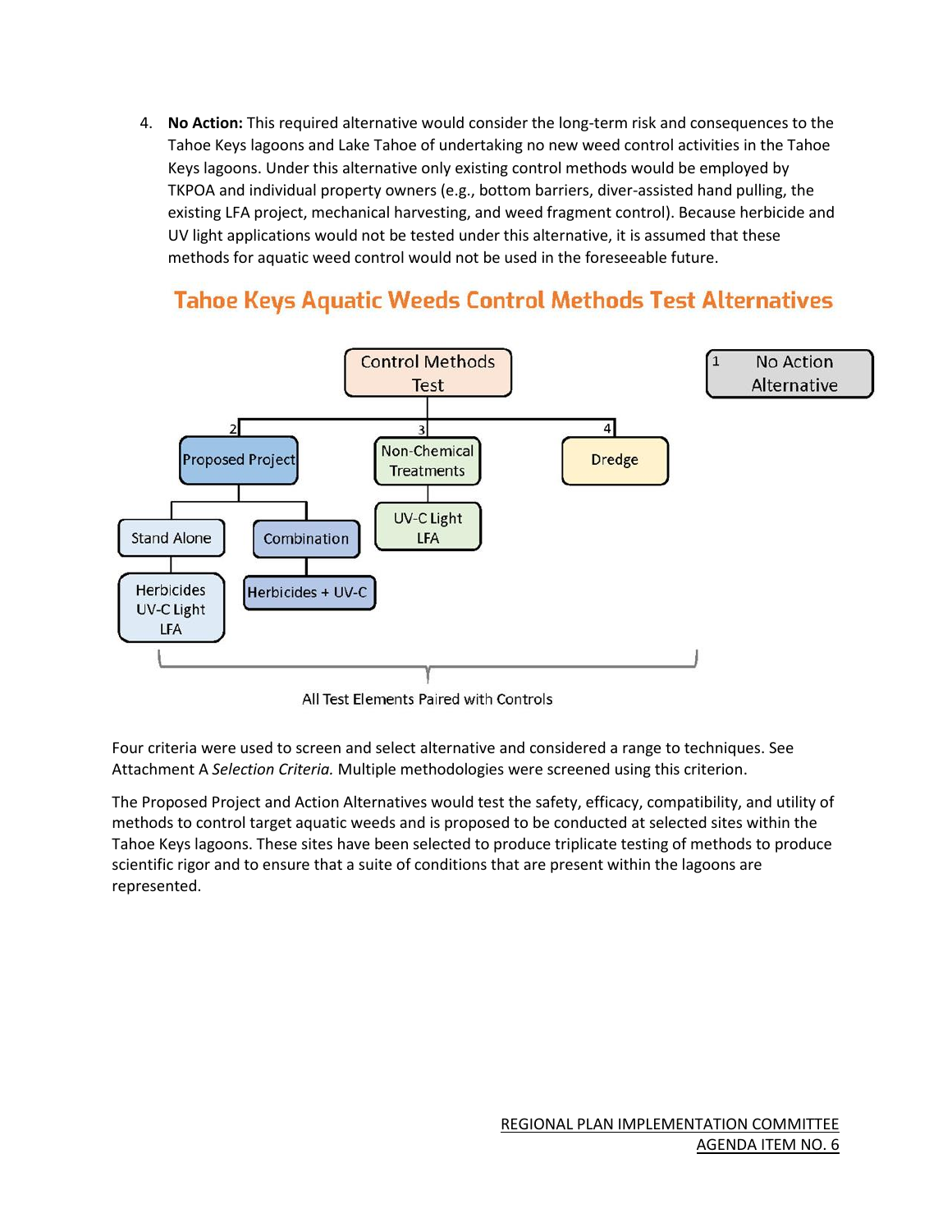4. **No Action:** This required alternative would consider the long-term risk and consequences to the Tahoe Keys lagoons and Lake Tahoe of undertaking no new weed control activities in the Tahoe Keys lagoons. Under this alternative only existing control methods would be employed by TKPOA and individual property owners (e.g., bottom barriers, diver-assisted hand pulling, the existing LFA project, mechanical harvesting, and weed fragment control). Because herbicide and UV light applications would not be tested under this alternative, it is assumed that these methods for aquatic weed control would not be used in the foreseeable future.

## Tahoe Keys Aquatic Weeds Control Methods Test Alternatives

- Control Methods Test
  - 2 Proposed Project
    - Stand Alone
      - Herbicides, UV-C Light, LFA
    - Combination
      - Herbicides + UV-C
  - 3 Non-Chemical Treatments
    - UV-C Light, LFA
  - 4 Dredge
- 1 No Action Alternative

All Test Elements Paired with Controls

Four criteria were used to screen and select alternative and considered a range to techniques. See Attachment A *Selection Criteria.* Multiple methodologies were screened using this criterion.

The Proposed Project and Action Alternatives would test the safety, efficacy, compatibility, and utility of methods to control target aquatic weeds and is proposed to be conducted at selected sites within the Tahoe Keys lagoons. These sites have been selected to produce triplicate testing of methods to produce scientific rigor and to ensure that a suite of conditions that are present within the lagoons are represented.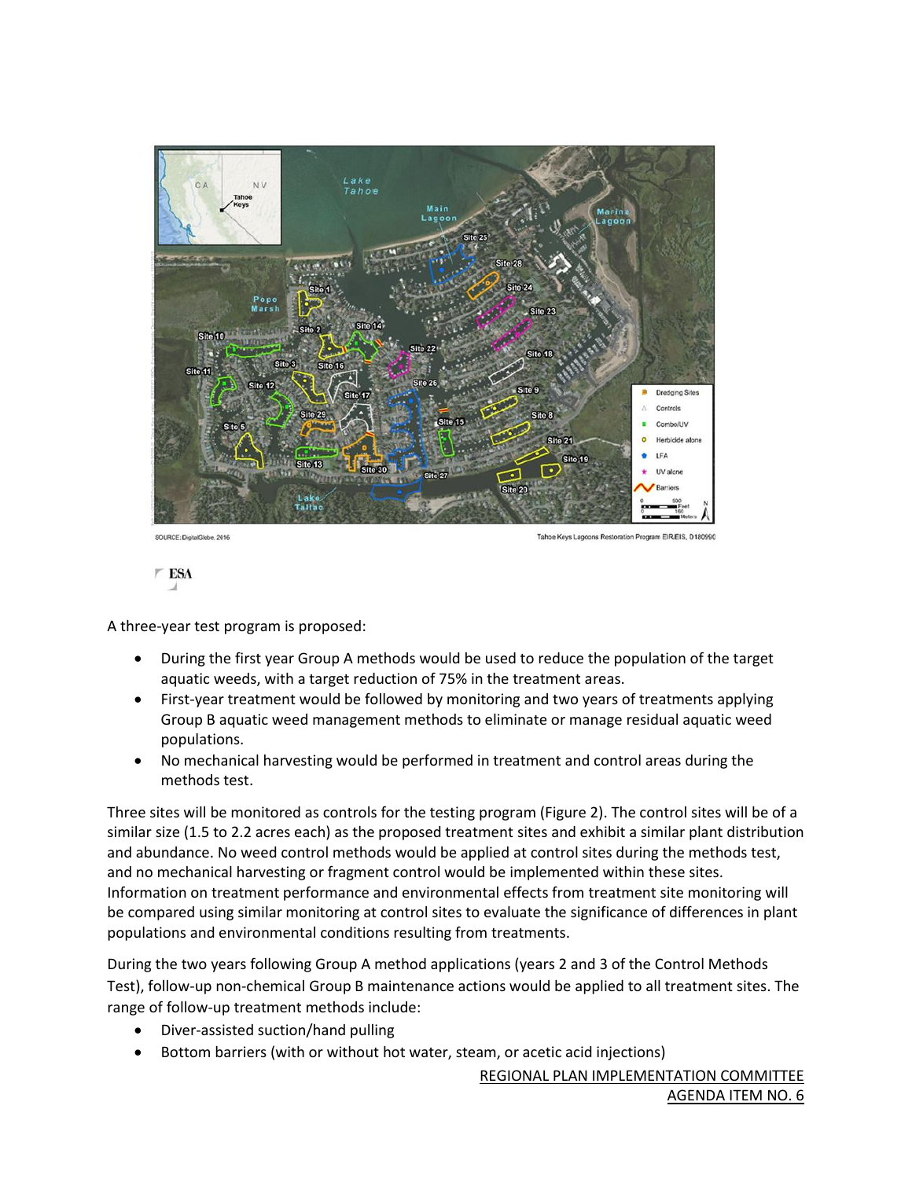A three-year test program is proposed:

- During the first year Group A methods would be used to reduce the population of the target aquatic weeds, with a target reduction of 75% in the treatment areas.
- First-year treatment would be followed by monitoring and two years of treatments applying Group B aquatic weed management methods to eliminate or manage residual aquatic weed populations.
- No mechanical harvesting would be performed in treatment and control areas during the methods test.

Three sites will be monitored as controls for the testing program (Figure 2). The control sites will be of a similar size (1.5 to 2.2 acres each) as the proposed treatment sites and exhibit a similar plant distribution and abundance. No weed control methods would be applied at control sites during the methods test, and no mechanical harvesting or fragment control would be implemented within these sites. Information on treatment performance and environmental effects from treatment site monitoring will be compared using similar monitoring at control sites to evaluate the significance of differences in plant populations and environmental conditions resulting from treatments.

During the two years following Group A method applications (years 2 and 3 of the Control Methods Test), follow-up non-chemical Group B maintenance actions would be applied to all treatment sites. The range of follow-up treatment methods include:

- Diver-assisted suction/hand pulling
- Bottom barriers (with or without hot water, steam, or acetic acid injections)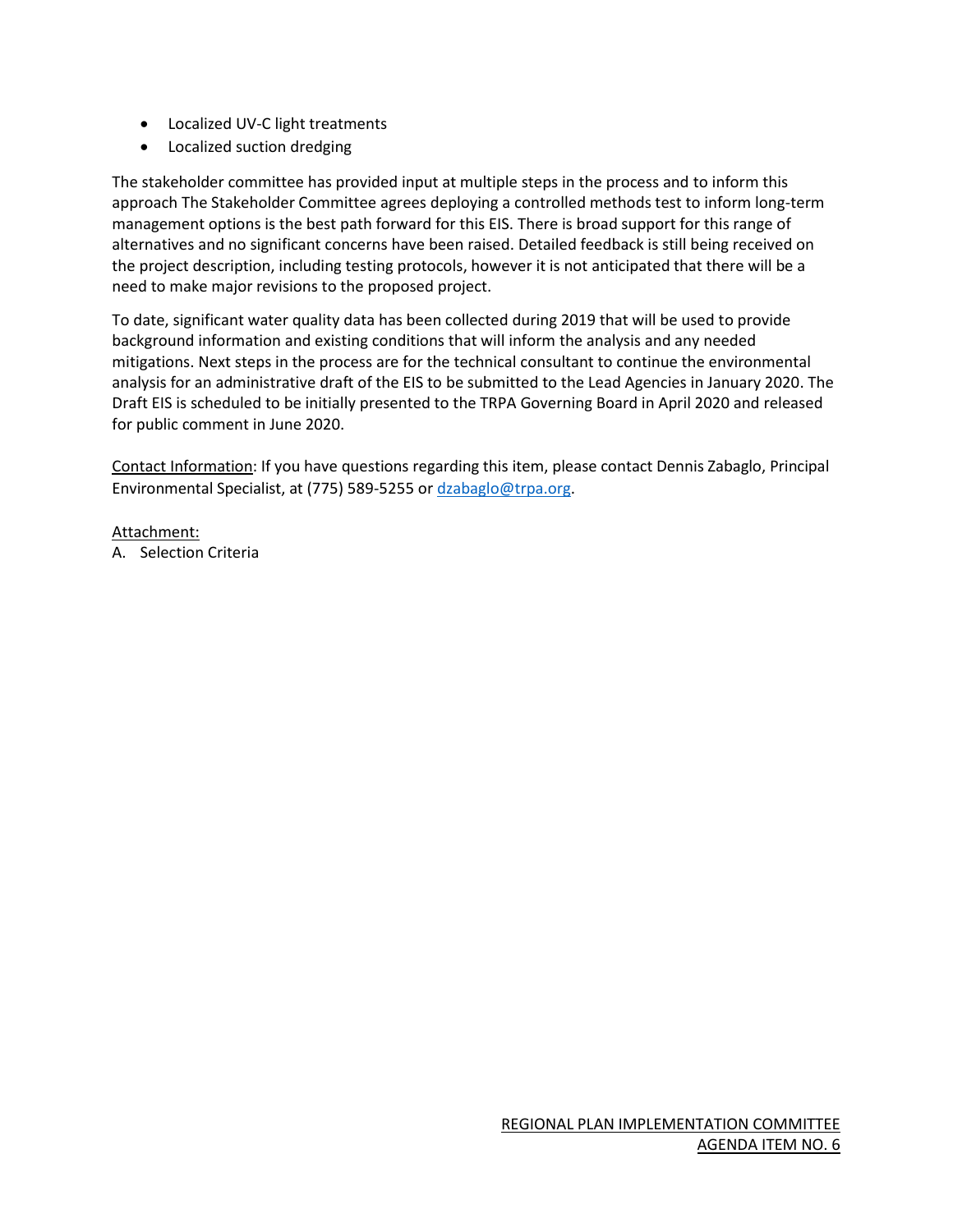- Localized UV-C light treatments
- Localized suction dredging

The stakeholder committee has provided input at multiple steps in the process and to inform this approach The Stakeholder Committee agrees deploying a controlled methods test to inform long-term management options is the best path forward for this EIS. There is broad support for this range of alternatives and no significant concerns have been raised. Detailed feedback is still being received on the project description, including testing protocols, however it is not anticipated that there will be a need to make major revisions to the proposed project.

To date, significant water quality data has been collected during 2019 that will be used to provide background information and existing conditions that will inform the analysis and any needed mitigations. Next steps in the process are for the technical consultant to continue the environmental analysis for an administrative draft of the EIS to be submitted to the Lead Agencies in January 2020. The Draft EIS is scheduled to be initially presented to the TRPA Governing Board in April 2020 and released for public comment in June 2020.

Contact Information: If you have questions regarding this item, please contact Dennis Zabaglo, Principal Environmental Specialist, at (775) 589-5255 or dzabaglo@trpa.org.

Attachment:
A. Selection Criteria

REGIONAL PLAN IMPLEMENTATION COMMITTEE
AGENDA ITEM NO. 6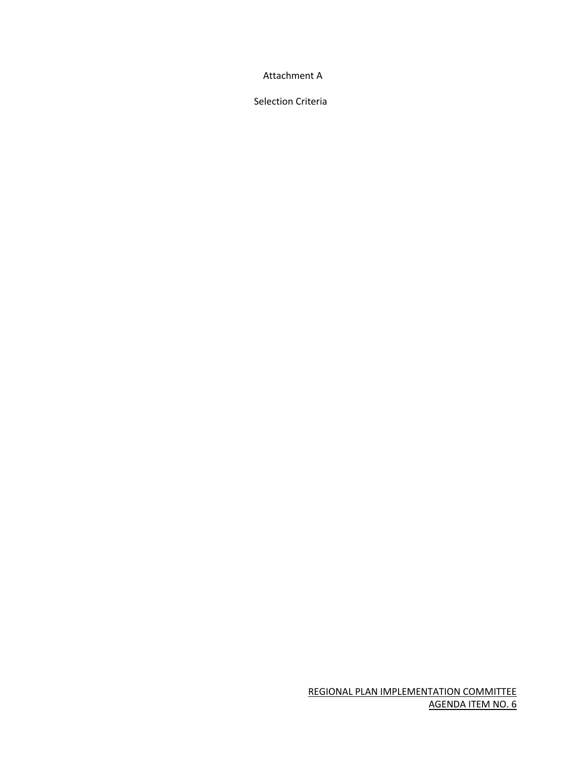Attachment A

Selection Criteria

REGIONAL PLAN IMPLEMENTATION COMMITTEE
AGENDA ITEM NO. 6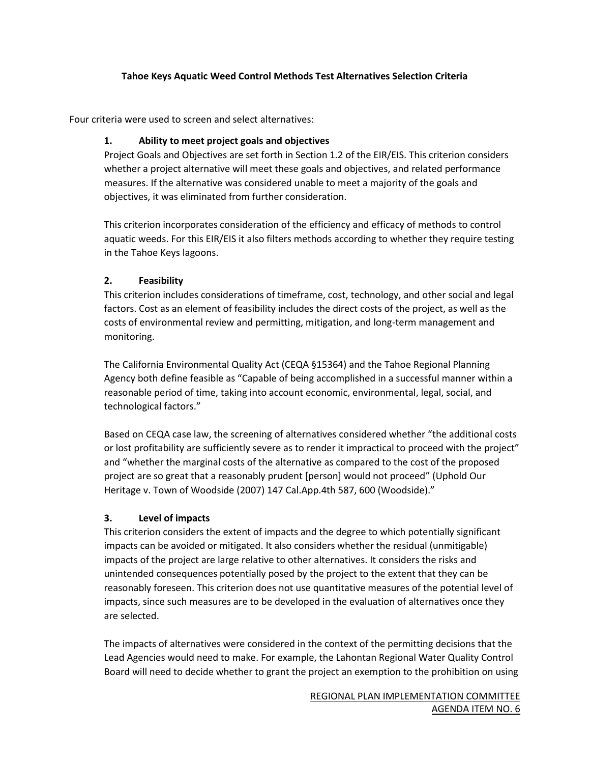**Tahoe Keys Aquatic Weed Control Methods Test Alternatives Selection Criteria**

Four criteria were used to screen and select alternatives:

**1. Ability to meet project goals and objectives**

Project Goals and Objectives are set forth in Section 1.2 of the EIR/EIS. This criterion considers whether a project alternative will meet these goals and objectives, and related performance measures. If the alternative was considered unable to meet a majority of the goals and objectives, it was eliminated from further consideration.

This criterion incorporates consideration of the efficiency and efficacy of methods to control aquatic weeds. For this EIR/EIS it also filters methods according to whether they require testing in the Tahoe Keys lagoons.

**2. Feasibility**

This criterion includes considerations of timeframe, cost, technology, and other social and legal factors. Cost as an element of feasibility includes the direct costs of the project, as well as the costs of environmental review and permitting, mitigation, and long-term management and monitoring.

The California Environmental Quality Act (CEQA §15364) and the Tahoe Regional Planning Agency both define feasible as "Capable of being accomplished in a successful manner within a reasonable period of time, taking into account economic, environmental, legal, social, and technological factors."

Based on CEQA case law, the screening of alternatives considered whether "the additional costs or lost profitability are sufficiently severe as to render it impractical to proceed with the project" and "whether the marginal costs of the alternative as compared to the cost of the proposed project are so great that a reasonably prudent [person] would not proceed" (Uphold Our Heritage v. Town of Woodside (2007) 147 Cal.App.4th 587, 600 (Woodside)."

**3. Level of impacts**

This criterion considers the extent of impacts and the degree to which potentially significant impacts can be avoided or mitigated. It also considers whether the residual (unmitigable) impacts of the project are large relative to other alternatives. It considers the risks and unintended consequences potentially posed by the project to the extent that they can be reasonably foreseen. This criterion does not use quantitative measures of the potential level of impacts, since such measures are to be developed in the evaluation of alternatives once they are selected.

The impacts of alternatives were considered in the context of the permitting decisions that the Lead Agencies would need to make. For example, the Lahontan Regional Water Quality Control Board will need to decide whether to grant the project an exemption to the prohibition on using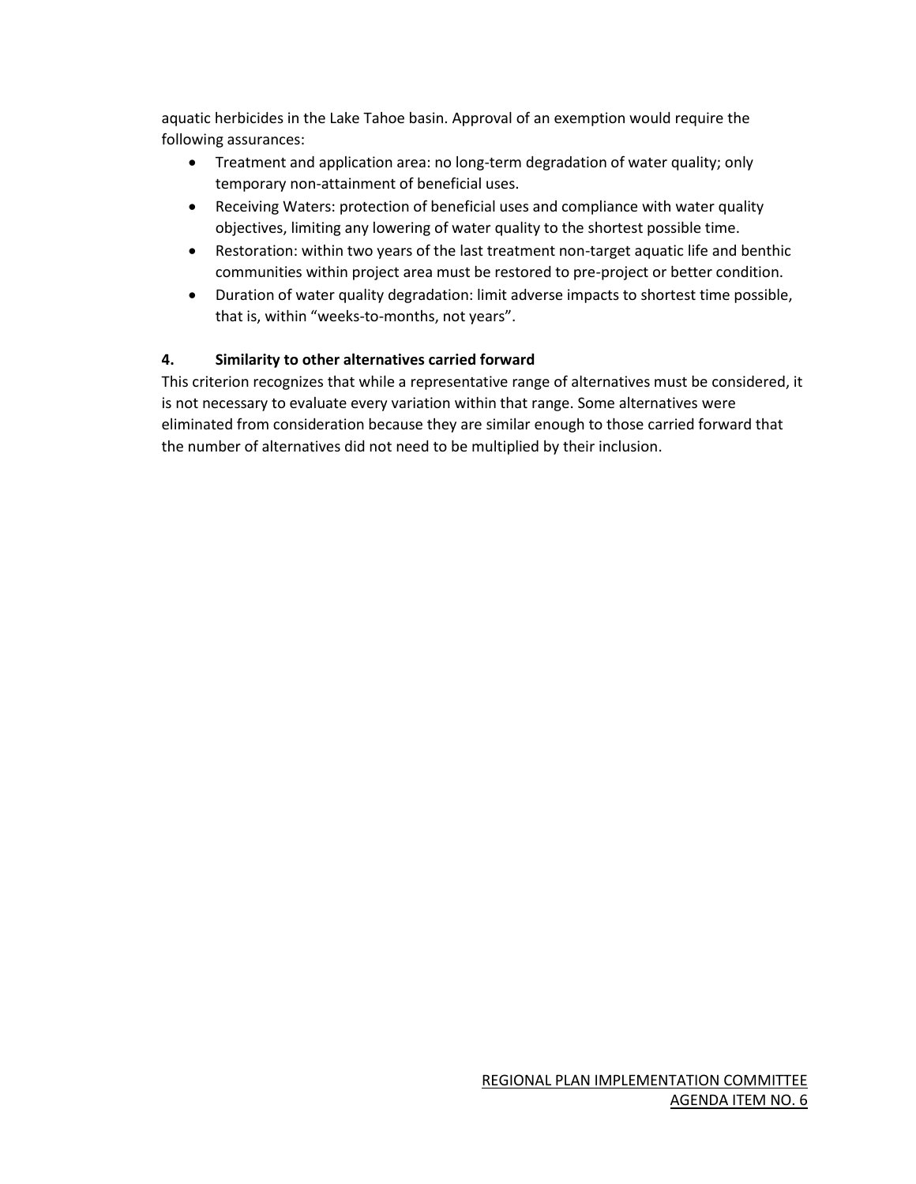aquatic herbicides in the Lake Tahoe basin. Approval of an exemption would require the following assurances:

- Treatment and application area: no long-term degradation of water quality; only temporary non-attainment of beneficial uses.
- Receiving Waters: protection of beneficial uses and compliance with water quality objectives, limiting any lowering of water quality to the shortest possible time.
- Restoration: within two years of the last treatment non-target aquatic life and benthic communities within project area must be restored to pre-project or better condition.
- Duration of water quality degradation: limit adverse impacts to shortest time possible, that is, within "weeks-to-months, not years".

**4. Similarity to other alternatives carried forward**

This criterion recognizes that while a representative range of alternatives must be considered, it is not necessary to evaluate every variation within that range. Some alternatives were eliminated from consideration because they are similar enough to those carried forward that the number of alternatives did not need to be multiplied by their inclusion.